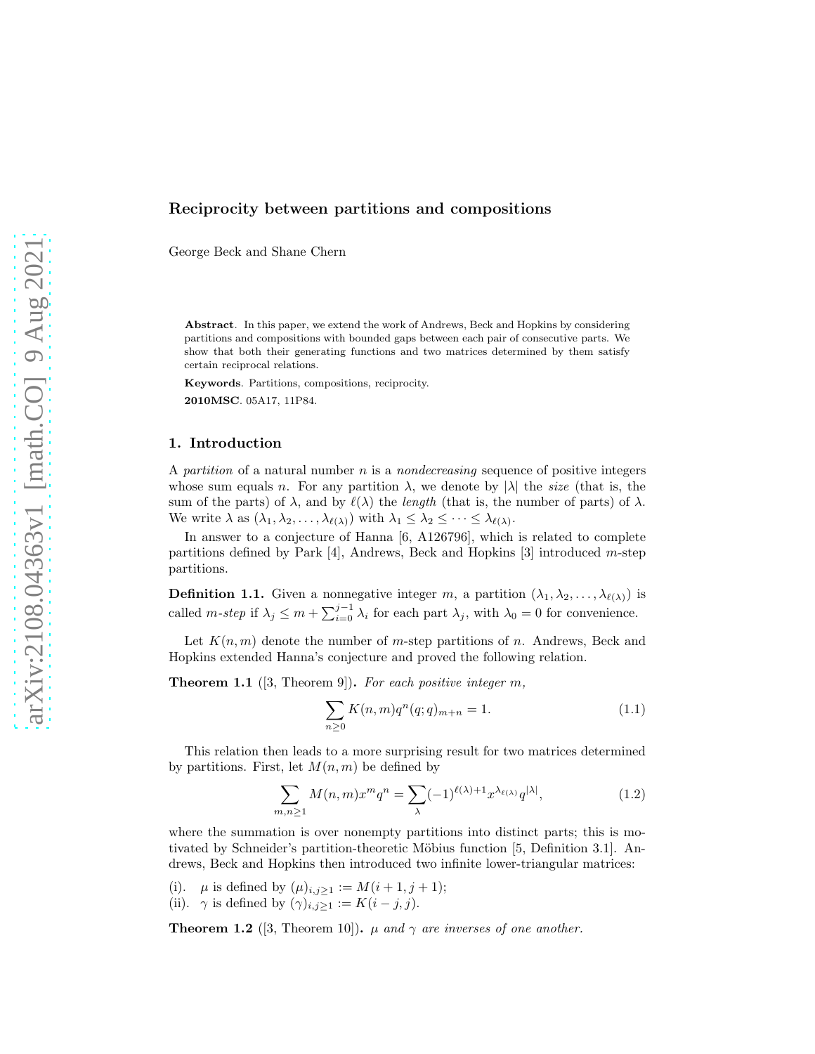# Reciprocity between partitions and compositions

George Beck and Shane Chern

**Abstract**. In this paper, we extend the work of Andrews, Beck and Hopkins by considering partitions and compositions with bounded gaps between each pair of consecutive parts. We show that both their generating functions and two matrices determined by them satisfy certain reciprocal relations.

**Keywords**. Partitions, compositions, reciprocity.

**2010MSC**. 05A17, 11P84.

## 1. Introduction

A *partition* of a natural number $n$ is a *nondecreasing* sequence of positive integers whose sum equals $n$. For any partition $\lambda$, we denote by $|\lambda|$ the *size* (that is, the sum of the parts) of $\lambda$, and by $\ell(\lambda)$ the *length* (that is, the number of parts) of $\lambda$. We write $\lambda$ as $(\lambda_1, \lambda_2, \ldots, \lambda_{\ell(\lambda)})$ with $\lambda_1 \le \lambda_2 \le \cdots \le \lambda_{\ell(\lambda)}$.

In answer to a conjecture of Hanna [6, A126796], which is related to complete partitions defined by Park [4], Andrews, Beck and Hopkins [3] introduced $m$-step partitions.

**Definition 1.1.** Given a nonnegative integer $m$, a partition $(\lambda_1, \lambda_2, \ldots, \lambda_{\ell(\lambda)})$ is called *$m$-step* if $\lambda_j \le m + \sum_{i=0}^{j-1} \lambda_i$ for each part $\lambda_j$, with $\lambda_0 = 0$ for convenience.

Let $K(n, m)$ denote the number of $m$-step partitions of $n$. Andrews, Beck and Hopkins extended Hanna's conjecture and proved the following relation.

**Theorem 1.1** ([3, Theorem 9]). *For each positive integer $m$,*

$$\sum_{n \ge 0} K(n, m) q^n (q; q)_{m+n} = 1. \tag{1.1}$$

This relation then leads to a more surprising result for two matrices determined by partitions. First, let $M(n, m)$ be defined by

$$\sum_{m,n \ge 1} M(n, m) x^m q^n = \sum_{\lambda} (-1)^{\ell(\lambda)+1} x^{\lambda_{\ell(\lambda)}} q^{|\lambda|}, \tag{1.2}$$

where the summation is over nonempty partitions into distinct parts; this is motivated by Schneider's partition-theoretic Möbius function [5, Definition 3.1]. Andrews, Beck and Hopkins then introduced two infinite lower-triangular matrices:

(i). $\mu$ is defined by $(\mu)_{i,j \ge 1} := M(i + 1, j + 1)$;

(ii). $\gamma$ is defined by $(\gamma)_{i,j \ge 1} := K(i - j, j)$.

**Theorem 1.2** ([3, Theorem 10]). *$\mu$ and $\gamma$ are inverses of one another.*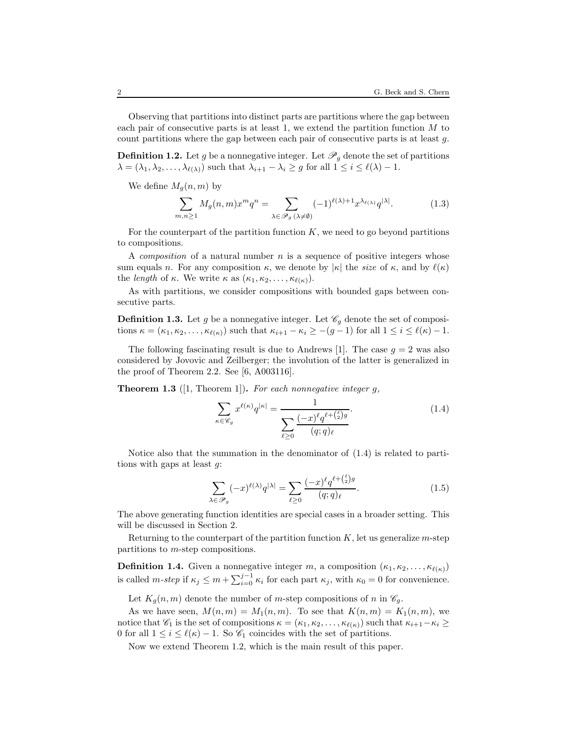Observing that partitions into distinct parts are partitions where the gap between each pair of consecutive parts is at least 1, we extend the partition function $M$ to count partitions where the gap between each pair of consecutive parts is at least $g$.

**Definition 1.2.** Let $g$ be a nonnegative integer. Let $\mathscr{P}_g$ denote the set of partitions $\lambda = (\lambda_1, \lambda_2, \ldots, \lambda_{\ell(\lambda)})$ such that $\lambda_{i+1} - \lambda_i \geq g$ for all $1 \leq i \leq \ell(\lambda) - 1$.

We define $M_g(n,m)$ by

$$\sum_{m,n\geq 1} M_g(n,m) x^m q^n = \sum_{\lambda \in \mathscr{P}_g\ (\lambda \neq \emptyset)} (-1)^{\ell(\lambda)+1} x^{\lambda_{\ell(\lambda)}} q^{|\lambda|}. \tag{1.3}$$

For the counterpart of the partition function $K$, we need to go beyond partitions to compositions.

A *composition* of a natural number $n$ is a sequence of positive integers whose sum equals $n$. For any composition $\kappa$, we denote by $|\kappa|$ the *size* of $\kappa$, and by $\ell(\kappa)$ the *length* of $\kappa$. We write $\kappa$ as $(\kappa_1, \kappa_2, \ldots, \kappa_{\ell(\kappa)})$.

As with partitions, we consider compositions with bounded gaps between consecutive parts.

**Definition 1.3.** Let $g$ be a nonnegative integer. Let $\mathscr{C}_g$ denote the set of compositions $\kappa = (\kappa_1, \kappa_2, \ldots, \kappa_{\ell(\kappa)})$ such that $\kappa_{i+1} - \kappa_i \geq -(g-1)$ for all $1 \leq i \leq \ell(\kappa) - 1$.

The following fascinating result is due to Andrews [1]. The case $g = 2$ was also considered by Jovovic and Zeilberger; the involution of the latter is generalized in the proof of Theorem 2.2. See [6, A003116].

**Theorem 1.3** ([1, Theorem 1])**.** *For each nonnegative integer $g$,*

$$\sum_{\kappa \in \mathscr{C}_g} x^{\ell(\kappa)} q^{|\kappa|} = \frac{1}{\displaystyle\sum_{\ell \geq 0} \frac{(-x)^\ell q^{\ell + \binom{\ell}{2} g}}{(q;q)_\ell}}. \tag{1.4}$$

Notice also that the summation in the denominator of (1.4) is related to partitions with gaps at least $g$:

$$\sum_{\lambda \in \mathscr{P}_g} (-x)^{\ell(\lambda)} q^{|\lambda|} = \sum_{\ell \geq 0} \frac{(-x)^\ell q^{\ell + \binom{\ell}{2} g}}{(q;q)_\ell}. \tag{1.5}$$

The above generating function identities are special cases in a broader setting. This will be discussed in Section 2.

Returning to the counterpart of the partition function $K$, let us generalize $m$-step partitions to $m$-step compositions.

**Definition 1.4.** Given a nonnegative integer $m$, a composition $(\kappa_1, \kappa_2, \ldots, \kappa_{\ell(\kappa)})$ is called *$m$-step* if $\kappa_j \leq m + \sum_{i=0}^{j-1} \kappa_i$ for each part $\kappa_j$, with $\kappa_0 = 0$ for convenience.

Let $K_g(n,m)$ denote the number of $m$-step compositions of $n$ in $\mathscr{C}_g$.

As we have seen, $M(n,m) = M_1(n,m)$. To see that $K(n,m) = K_1(n,m)$, we notice that $\mathscr{C}_1$ is the set of compositions $\kappa = (\kappa_1, \kappa_2, \ldots, \kappa_{\ell(\kappa)})$ such that $\kappa_{i+1} - \kappa_i \geq 0$ for all $1 \leq i \leq \ell(\kappa) - 1$. So $\mathscr{C}_1$ coincides with the set of partitions.

Now we extend Theorem 1.2, which is the main result of this paper.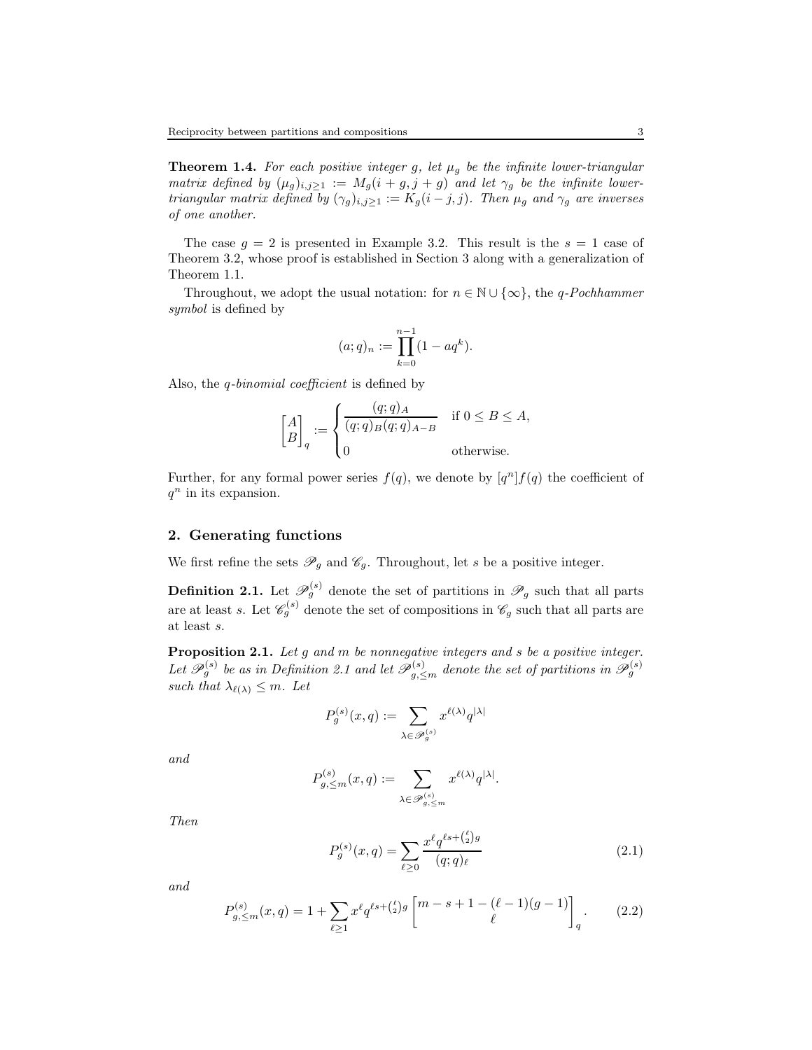**Theorem 1.4.** *For each positive integer $g$, let $\mu_g$ be the infinite lower-triangular matrix defined by $(\mu_g)_{i,j\geq 1} := M_g(i+g, j+g)$ and let $\gamma_g$ be the infinite lower-triangular matrix defined by $(\gamma_g)_{i,j\geq 1} := K_g(i-j, j)$. Then $\mu_g$ and $\gamma_g$ are inverses of one another.*

The case $g = 2$ is presented in Example 3.2. This result is the $s = 1$ case of Theorem 3.2, whose proof is established in Section 3 along with a generalization of Theorem 1.1.

Throughout, we adopt the usual notation: for $n \in \mathbb{N} \cup \{\infty\}$, the *q-Pochhammer symbol* is defined by

$$(a;q)_n := \prod_{k=0}^{n-1} (1 - aq^k).$$

Also, the *q-binomial coefficient* is defined by

$$\begin{bmatrix} A \\ B \end{bmatrix}_q := \begin{cases} \dfrac{(q;q)_A}{(q;q)_B (q;q)_{A-B}} & \text{if } 0 \leq B \leq A, \\ 0 & \text{otherwise.} \end{cases}$$

Further, for any formal power series $f(q)$, we denote by $[q^n]f(q)$ the coefficient of $q^n$ in its expansion.

## 2. Generating functions

We first refine the sets $\mathscr{P}_g$ and $\mathscr{C}_g$. Throughout, let $s$ be a positive integer.

**Definition 2.1.** Let $\mathscr{P}_g^{(s)}$ denote the set of partitions in $\mathscr{P}_g$ such that all parts are at least $s$. Let $\mathscr{C}_g^{(s)}$ denote the set of compositions in $\mathscr{C}_g$ such that all parts are at least $s$.

**Proposition 2.1.** *Let $g$ and $m$ be nonnegative integers and $s$ be a positive integer. Let $\mathscr{P}_g^{(s)}$ be as in Definition 2.1 and let $\mathscr{P}_{g,\leq m}^{(s)}$ denote the set of partitions in $\mathscr{P}_g^{(s)}$ such that $\lambda_{\ell(\lambda)} \leq m$. Let*

$$P_g^{(s)}(x,q) := \sum_{\lambda \in \mathscr{P}_g^{(s)}} x^{\ell(\lambda)} q^{|\lambda|}$$

*and*

$$P_{g,\leq m}^{(s)}(x,q) := \sum_{\lambda \in \mathscr{P}_{g,\leq m}^{(s)}} x^{\ell(\lambda)} q^{|\lambda|}.$$

*Then*

$$P_g^{(s)}(x,q) = \sum_{\ell \geq 0} \frac{x^\ell q^{\ell s + \binom{\ell}{2} g}}{(q;q)_\ell} \tag{2.1}$$

*and*

$$P_{g,\leq m}^{(s)}(x,q) = 1 + \sum_{\ell \geq 1} x^\ell q^{\ell s + \binom{\ell}{2} g} \begin{bmatrix} m - s + 1 - (\ell - 1)(g-1) \\ \ell \end{bmatrix}_q. \tag{2.2}$$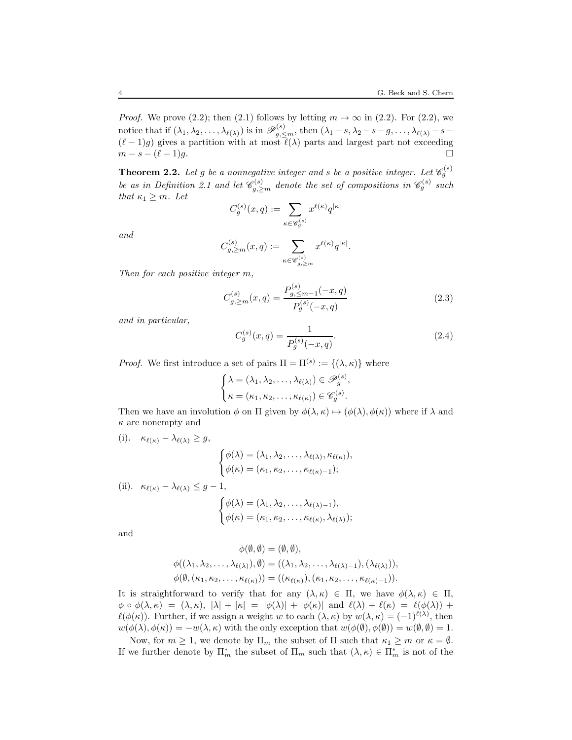*Proof.* We prove (2.2); then (2.1) follows by letting $m \to \infty$ in (2.2). For (2.2), we notice that if $(\lambda_1, \lambda_2, \ldots, \lambda_{\ell(\lambda)})$ is in $\mathscr{P}^{(s)}_{g,\le m}$, then $(\lambda_1 - s, \lambda_2 - s - g, \ldots, \lambda_{\ell(\lambda)} - s - (\ell-1)g)$ gives a partition with at most $\ell(\lambda)$ parts and largest part not exceeding $m - s - (\ell-1)g$. $\square$

**Theorem 2.2.** *Let $g$ be a nonnegative integer and $s$ be a positive integer. Let $\mathscr{C}^{(s)}_g$ be as in Definition 2.1 and let $\mathscr{C}^{(s)}_{g,\ge m}$ denote the set of compositions in $\mathscr{C}^{(s)}_g$ such that $\kappa_1 \ge m$. Let*

$$C^{(s)}_g(x,q) := \sum_{\kappa \in \mathscr{C}^{(s)}_g} x^{\ell(\kappa)} q^{|\kappa|}$$

*and*

$$C^{(s)}_{g,\ge m}(x,q) := \sum_{\kappa \in \mathscr{C}^{(s)}_{g,\ge m}} x^{\ell(\kappa)} q^{|\kappa|}.$$

*Then for each positive integer $m$,*

$$C^{(s)}_{g,\ge m}(x,q) = \frac{P^{(s)}_{g,\le m-1}(-x,q)}{P^{(s)}_g(-x,q)} \tag{2.3}$$

*and in particular,*

$$C^{(s)}_g(x,q) = \frac{1}{P^{(s)}_g(-x,q)}. \tag{2.4}$$

*Proof.* We first introduce a set of pairs $\Pi = \Pi^{(s)} := \{(\lambda, \kappa)\}$ where

$$\begin{cases} \lambda = (\lambda_1, \lambda_2, \ldots, \lambda_{\ell(\lambda)}) \in \mathscr{P}^{(s)}_g, \\ \kappa = (\kappa_1, \kappa_2, \ldots, \kappa_{\ell(\kappa)}) \in \mathscr{C}^{(s)}_g. \end{cases}$$

Then we have an involution $\phi$ on $\Pi$ given by $\phi(\lambda, \kappa) \mapsto (\phi(\lambda), \phi(\kappa))$ where if $\lambda$ and $\kappa$ are nonempty and

(i). $\kappa_{\ell(\kappa)} - \lambda_{\ell(\lambda)} \ge g$,

$$\begin{cases} \phi(\lambda) = (\lambda_1, \lambda_2, \ldots, \lambda_{\ell(\lambda)}, \kappa_{\ell(\kappa)}), \\ \phi(\kappa) = (\kappa_1, \kappa_2, \ldots, \kappa_{\ell(\kappa)-1}); \end{cases}$$

(ii). $\kappa_{\ell(\kappa)} - \lambda_{\ell(\lambda)} \le g - 1$,

$$\begin{cases} \phi(\lambda) = (\lambda_1, \lambda_2, \ldots, \lambda_{\ell(\lambda)-1}), \\ \phi(\kappa) = (\kappa_1, \kappa_2, \ldots, \kappa_{\ell(\kappa)}, \lambda_{\ell(\lambda)}); \end{cases}$$

and

$$\phi(\emptyset, \emptyset) = (\emptyset, \emptyset),$$
$$\phi((\lambda_1, \lambda_2, \ldots, \lambda_{\ell(\lambda)}), \emptyset) = ((\lambda_1, \lambda_2, \ldots, \lambda_{\ell(\lambda)-1}), (\lambda_{\ell(\lambda)})),$$
$$\phi(\emptyset, (\kappa_1, \kappa_2, \ldots, \kappa_{\ell(\kappa)})) = ((\kappa_{\ell(\kappa)}), (\kappa_1, \kappa_2, \ldots, \kappa_{\ell(\kappa)-1})).$$

It is straightforward to verify that for any $(\lambda, \kappa) \in \Pi$, we have $\phi(\lambda, \kappa) \in \Pi$, $\phi \circ \phi(\lambda, \kappa) = (\lambda, \kappa)$, $|\lambda| + |\kappa| = |\phi(\lambda)| + |\phi(\kappa)|$ and $\ell(\lambda) + \ell(\kappa) = \ell(\phi(\lambda)) + \ell(\phi(\kappa))$. Further, if we assign a weight $w$ to each $(\lambda, \kappa)$ by $w(\lambda, \kappa) = (-1)^{\ell(\lambda)}$, then $w(\phi(\lambda), \phi(\kappa)) = -w(\lambda, \kappa)$ with the only exception that $w(\phi(\emptyset), \phi(\emptyset)) = w(\emptyset, \emptyset) = 1$.

Now, for $m \ge 1$, we denote by $\Pi_m$ the subset of $\Pi$ such that $\kappa_1 \ge m$ or $\kappa = \emptyset$. If we further denote by $\Pi^*_m$ the subset of $\Pi_m$ such that $(\lambda, \kappa) \in \Pi^*_m$ is not of the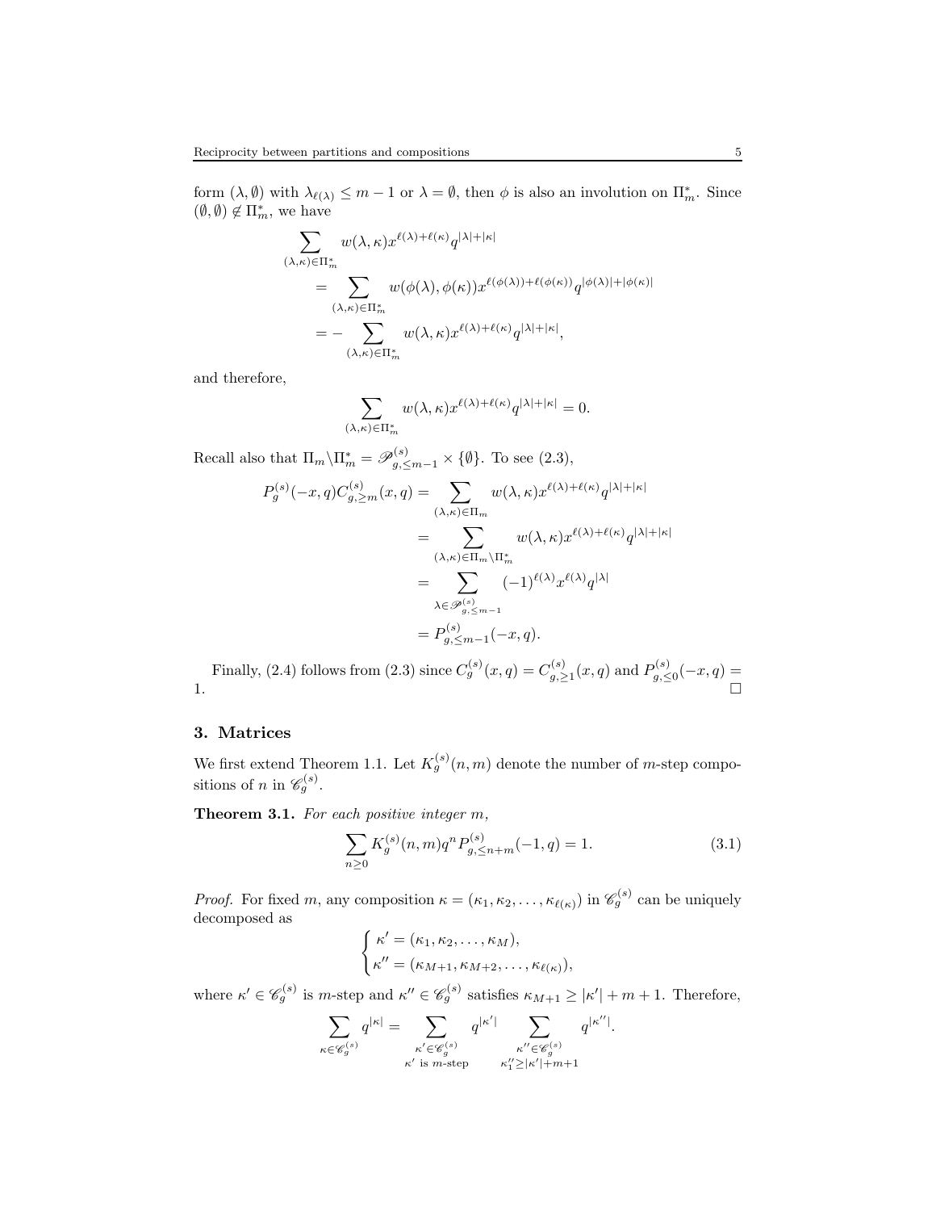form $(\lambda, \emptyset)$ with $\lambda_{\ell(\lambda)} \leq m-1$ or $\lambda = \emptyset$, then $\phi$ is also an involution on $\Pi_m^*$. Since $(\emptyset, \emptyset) \notin \Pi_m^*$, we have

$$
\begin{aligned}
&\sum_{(\lambda,\kappa)\in\Pi_m^*} w(\lambda,\kappa) x^{\ell(\lambda)+\ell(\kappa)} q^{|\lambda|+|\kappa|} \\
&\quad = \sum_{(\lambda,\kappa)\in\Pi_m^*} w(\phi(\lambda),\phi(\kappa)) x^{\ell(\phi(\lambda))+\ell(\phi(\kappa))} q^{|\phi(\lambda)|+|\phi(\kappa)|} \\
&\quad = -\sum_{(\lambda,\kappa)\in\Pi_m^*} w(\lambda,\kappa) x^{\ell(\lambda)+\ell(\kappa)} q^{|\lambda|+|\kappa|},
\end{aligned}
$$

and therefore,

$$
\sum_{(\lambda,\kappa)\in\Pi_m^*} w(\lambda,\kappa) x^{\ell(\lambda)+\ell(\kappa)} q^{|\lambda|+|\kappa|} = 0.
$$

Recall also that $\Pi_m \backslash \Pi_m^* = \mathscr{P}_{g,\leq m-1}^{(s)} \times \{\emptyset\}$. To see (2.3),

$$
\begin{aligned}
P_g^{(s)}(-x,q) C_{g,\geq m}^{(s)}(x,q) &= \sum_{(\lambda,\kappa)\in\Pi_m} w(\lambda,\kappa) x^{\ell(\lambda)+\ell(\kappa)} q^{|\lambda|+|\kappa|} \\
&= \sum_{(\lambda,\kappa)\in\Pi_m\backslash\Pi_m^*} w(\lambda,\kappa) x^{\ell(\lambda)+\ell(\kappa)} q^{|\lambda|+|\kappa|} \\
&= \sum_{\lambda\in\mathscr{P}_{g,\leq m-1}^{(s)}} (-1)^{\ell(\lambda)} x^{\ell(\lambda)} q^{|\lambda|} \\
&= P_{g,\leq m-1}^{(s)}(-x,q).
\end{aligned}
$$

Finally, (2.4) follows from (2.3) since $C_g^{(s)}(x,q) = C_{g,\geq 1}^{(s)}(x,q)$ and $P_{g,\leq 0}^{(s)}(-x,q) = 1$. $\square$

## 3. Matrices

We first extend Theorem 1.1. Let $K_g^{(s)}(n,m)$ denote the number of $m$-step compositions of $n$ in $\mathscr{C}_g^{(s)}$.

**Theorem 3.1.** *For each positive integer $m$,*

$$
\sum_{n\geq 0} K_g^{(s)}(n,m) q^n P_{g,\leq n+m}^{(s)}(-1,q) = 1. \tag{3.1}
$$

*Proof.* For fixed $m$, any composition $\kappa = (\kappa_1, \kappa_2, \ldots, \kappa_{\ell(\kappa)})$ in $\mathscr{C}_g^{(s)}$ can be uniquely decomposed as

$$
\begin{cases}
\kappa' = (\kappa_1, \kappa_2, \ldots, \kappa_M), \\
\kappa'' = (\kappa_{M+1}, \kappa_{M+2}, \ldots, \kappa_{\ell(\kappa)}),
\end{cases}
$$

where $\kappa' \in \mathscr{C}_g^{(s)}$ is $m$-step and $\kappa'' \in \mathscr{C}_g^{(s)}$ satisfies $\kappa_{M+1} \geq |\kappa'| + m + 1$. Therefore,

$$
\sum_{\kappa\in\mathscr{C}_g^{(s)}} q^{|\kappa|} = \sum_{\substack{\kappa'\in\mathscr{C}_g^{(s)} \\ \kappa' \text{ is } m\text{-step}}} q^{|\kappa'|} \sum_{\substack{\kappa''\in\mathscr{C}_g^{(s)} \\ \kappa''_1 \geq |\kappa'|+m+1}} q^{|\kappa''|}.
$$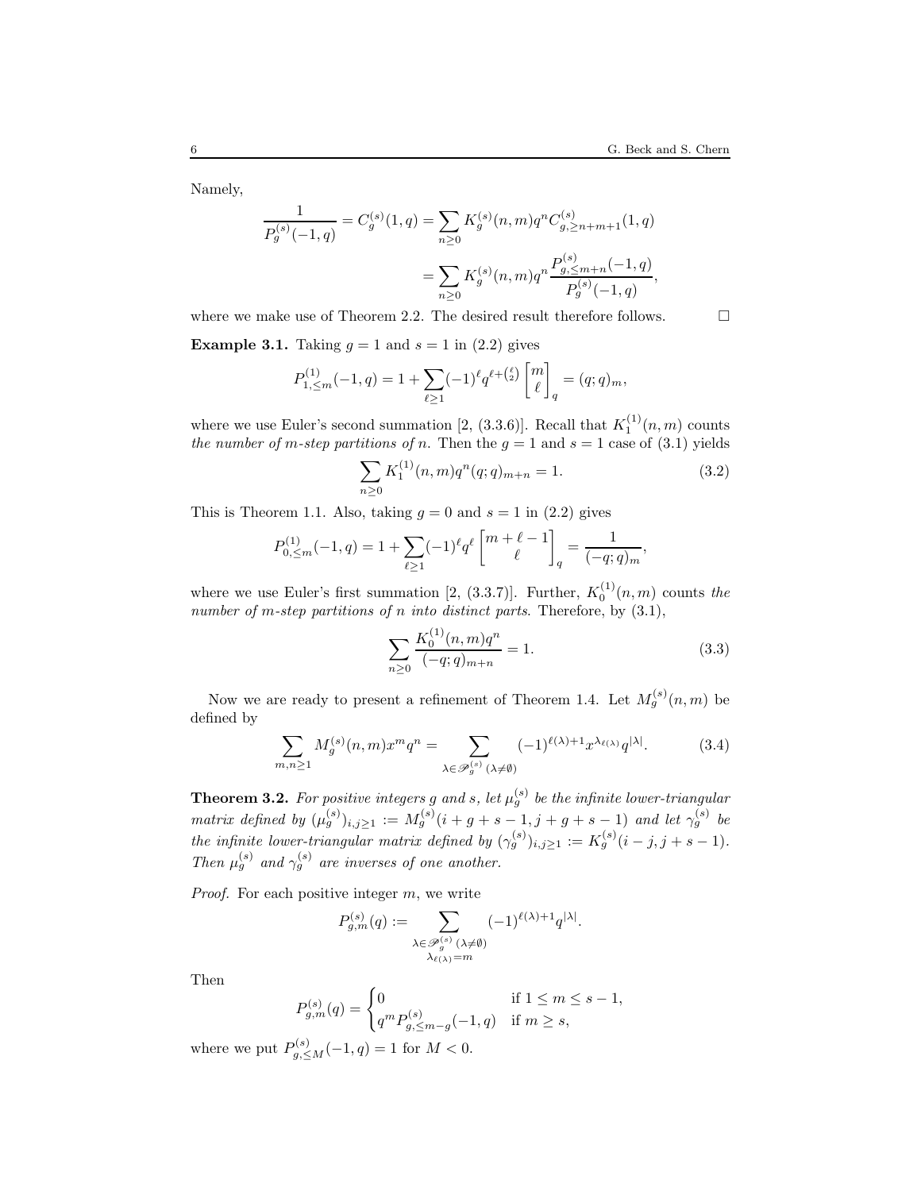Namely,

$$\frac{1}{P_g^{(s)}(-1,q)} = C_g^{(s)}(1,q) = \sum_{n\geq 0} K_g^{(s)}(n,m) q^n C_{g,\geq n+m+1}^{(s)}(1,q)$$

$$= \sum_{n\geq 0} K_g^{(s)}(n,m) q^n \frac{P_{g,\leq m+n}^{(s)}(-1,q)}{P_g^{(s)}(-1,q)},$$

where we make use of Theorem 2.2. The desired result therefore follows. $\square$

**Example 3.1.** Taking $g=1$ and $s=1$ in (2.2) gives

$$P_{1,\leq m}^{(1)}(-1,q) = 1 + \sum_{\ell\geq 1} (-1)^\ell q^{\ell+\binom{\ell}{2}} \begin{bmatrix} m \\ \ell \end{bmatrix}_q = (q;q)_m,$$

where we use Euler's second summation [2, (3.3.6)]. Recall that $K_1^{(1)}(n,m)$ counts *the number of m-step partitions of n*. Then the $g=1$ and $s=1$ case of (3.1) yields

$$\sum_{n\geq 0} K_1^{(1)}(n,m) q^n (q;q)_{m+n} = 1. \tag{3.2}$$

This is Theorem 1.1. Also, taking $g=0$ and $s=1$ in (2.2) gives

$$P_{0,\leq m}^{(1)}(-1,q) = 1 + \sum_{\ell\geq 1} (-1)^\ell q^{\ell} \begin{bmatrix} m+\ell-1 \\ \ell \end{bmatrix}_q = \frac{1}{(-q;q)_m},$$

where we use Euler's first summation [2, (3.3.7)]. Further, $K_0^{(1)}(n,m)$ counts *the number of m-step partitions of n into distinct parts*. Therefore, by (3.1),

$$\sum_{n\geq 0} \frac{K_0^{(1)}(n,m) q^n}{(-q;q)_{m+n}} = 1. \tag{3.3}$$

Now we are ready to present a refinement of Theorem 1.4. Let $M_g^{(s)}(n,m)$ be defined by

$$\sum_{m,n\geq 1} M_g^{(s)}(n,m) x^m q^n = \sum_{\lambda\in\mathscr{P}_g^{(s)}\ (\lambda\neq\emptyset)} (-1)^{\ell(\lambda)+1} x^{\lambda_{\ell(\lambda)}} q^{|\lambda|}. \tag{3.4}$$

**Theorem 3.2.** *For positive integers $g$ and $s$, let $\mu_g^{(s)}$ be the infinite lower-triangular matrix defined by $(\mu_g^{(s)})_{i,j\geq 1} := M_g^{(s)}(i+g+s-1, j+g+s-1)$ and let $\gamma_g^{(s)}$ be the infinite lower-triangular matrix defined by $(\gamma_g^{(s)})_{i,j\geq 1} := K_g^{(s)}(i-j, j+s-1)$. Then $\mu_g^{(s)}$ and $\gamma_g^{(s)}$ are inverses of one another.*

*Proof.* For each positive integer $m$, we write

$$P_{g,m}^{(s)}(q) := \sum_{\substack{\lambda\in\mathscr{P}_g^{(s)}\ (\lambda\neq\emptyset) \\ \lambda_{\ell(\lambda)}=m}} (-1)^{\ell(\lambda)+1} q^{|\lambda|}.$$

Then

$$P_{g,m}^{(s)}(q) = \begin{cases} 0 & \text{if } 1\leq m\leq s-1, \\ q^m P_{g,\leq m-g}^{(s)}(-1,q) & \text{if } m\geq s, \end{cases}$$

where we put $P_{g,\leq M}^{(s)}(-1,q)=1$ for $M<0$.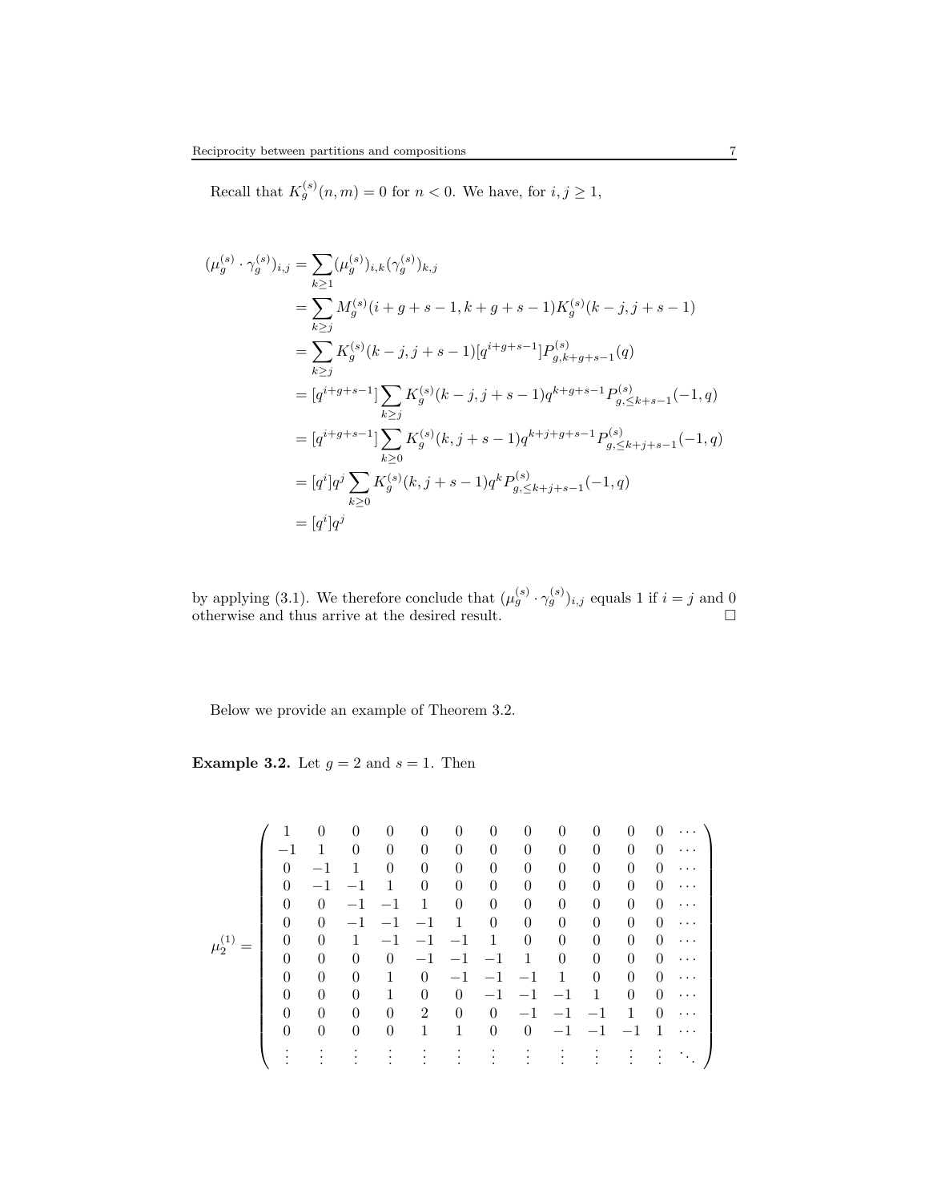Recall that $K_g^{(s)}(n,m) = 0$ for $n < 0$. We have, for $i, j \geq 1$,

$$
\begin{aligned}
(\mu_g^{(s)} \cdot \gamma_g^{(s)})_{i,j} &= \sum_{k \geq 1} (\mu_g^{(s)})_{i,k} (\gamma_g^{(s)})_{k,j} \\
&= \sum_{k \geq j} M_g^{(s)}(i+g+s-1, k+g+s-1) K_g^{(s)}(k-j, j+s-1) \\
&= \sum_{k \geq j} K_g^{(s)}(k-j, j+s-1) [q^{i+g+s-1}] P_{g,k+g+s-1}^{(s)}(q) \\
&= [q^{i+g+s-1}] \sum_{k \geq j} K_g^{(s)}(k-j, j+s-1) q^{k+g+s-1} P_{g,\leq k+s-1}^{(s)}(-1,q) \\
&= [q^{i+g+s-1}] \sum_{k \geq 0} K_g^{(s)}(k, j+s-1) q^{k+j+g+s-1} P_{g,\leq k+j+s-1}^{(s)}(-1,q) \\
&= [q^i] q^j \sum_{k \geq 0} K_g^{(s)}(k, j+s-1) q^k P_{g,\leq k+j+s-1}^{(s)}(-1,q) \\
&= [q^i] q^j
\end{aligned}
$$

by applying (3.1). We therefore conclude that $(\mu_g^{(s)} \cdot \gamma_g^{(s)})_{i,j}$ equals 1 if $i = j$ and 0 otherwise and thus arrive at the desired result. $\square$

Below we provide an example of Theorem 3.2.

**Example 3.2.** Let $g = 2$ and $s = 1$. Then

$$
\mu_2^{(1)} = \begin{pmatrix}
1 & 0 & 0 & 0 & 0 & 0 & 0 & 0 & 0 & 0 & 0 & 0 & \cdots \\
-1 & 1 & 0 & 0 & 0 & 0 & 0 & 0 & 0 & 0 & 0 & 0 & \cdots \\
0 & -1 & 1 & 0 & 0 & 0 & 0 & 0 & 0 & 0 & 0 & 0 & \cdots \\
0 & -1 & -1 & 1 & 0 & 0 & 0 & 0 & 0 & 0 & 0 & 0 & \cdots \\
0 & 0 & -1 & -1 & 1 & 0 & 0 & 0 & 0 & 0 & 0 & 0 & \cdots \\
0 & 0 & -1 & -1 & -1 & 1 & 0 & 0 & 0 & 0 & 0 & 0 & \cdots \\
0 & 0 & 1 & -1 & -1 & -1 & 1 & 0 & 0 & 0 & 0 & 0 & \cdots \\
0 & 0 & 0 & 0 & -1 & -1 & -1 & 1 & 0 & 0 & 0 & 0 & \cdots \\
0 & 0 & 0 & 1 & 0 & -1 & -1 & -1 & 1 & 0 & 0 & 0 & \cdots \\
0 & 0 & 0 & 1 & 0 & 0 & -1 & -1 & -1 & 1 & 0 & 0 & \cdots \\
0 & 0 & 0 & 0 & 2 & 0 & 0 & -1 & -1 & -1 & 1 & 0 & \cdots \\
0 & 0 & 0 & 0 & 1 & 1 & 0 & 0 & -1 & -1 & -1 & 1 & \cdots \\
\vdots & \vdots & \vdots & \vdots & \vdots & \vdots & \vdots & \vdots & \vdots & \vdots & \vdots & \vdots & \ddots
\end{pmatrix}
$$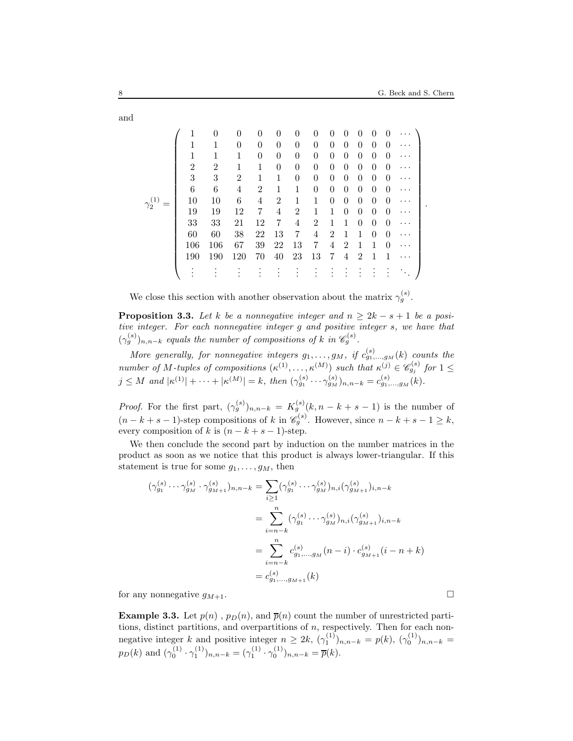and

$$
\gamma_2^{(1)} = \begin{pmatrix}
1 & 0 & 0 & 0 & 0 & 0 & 0 & 0 & 0 & 0 & 0 & 0 & \cdots \\
1 & 1 & 0 & 0 & 0 & 0 & 0 & 0 & 0 & 0 & 0 & 0 & \cdots \\
1 & 1 & 1 & 0 & 0 & 0 & 0 & 0 & 0 & 0 & 0 & 0 & \cdots \\
2 & 2 & 1 & 1 & 0 & 0 & 0 & 0 & 0 & 0 & 0 & 0 & \cdots \\
3 & 3 & 2 & 1 & 1 & 0 & 0 & 0 & 0 & 0 & 0 & 0 & \cdots \\
6 & 6 & 4 & 2 & 1 & 1 & 0 & 0 & 0 & 0 & 0 & 0 & \cdots \\
10 & 10 & 6 & 4 & 2 & 1 & 1 & 0 & 0 & 0 & 0 & 0 & \cdots \\
19 & 19 & 12 & 7 & 4 & 2 & 1 & 1 & 0 & 0 & 0 & 0 & \cdots \\
33 & 33 & 21 & 12 & 7 & 4 & 2 & 1 & 1 & 0 & 0 & 0 & \cdots \\
60 & 60 & 38 & 22 & 13 & 7 & 4 & 2 & 1 & 1 & 0 & 0 & \cdots \\
106 & 106 & 67 & 39 & 22 & 13 & 7 & 4 & 2 & 1 & 1 & 0 & \cdots \\
190 & 190 & 120 & 70 & 40 & 23 & 13 & 7 & 4 & 2 & 1 & 1 & \cdots \\
\vdots & \vdots & \vdots & \vdots & \vdots & \vdots & \vdots & \vdots & \vdots & \vdots & \vdots & \vdots & \ddots
\end{pmatrix}.
$$

We close this section with another observation about the matrix $\gamma_g^{(s)}$.

**Proposition 3.3.** *Let $k$ be a nonnegative integer and $n \geq 2k - s + 1$ be a positive integer. For each nonnegative integer $g$ and positive integer $s$, we have that $(\gamma_g^{(s)})_{n,n-k}$ equals the number of compositions of $k$ in $\mathscr{C}_g^{(s)}$.*

*More generally, for nonnegative integers $g_1, \ldots, g_M$, if $c_{g_1,\ldots,g_M}^{(s)}(k)$ counts the number of $M$-tuples of compositions $(\kappa^{(1)}, \ldots, \kappa^{(M)})$ such that $\kappa^{(j)} \in \mathscr{C}_{g_j}^{(s)}$ for $1 \leq j \leq M$ and $|\kappa^{(1)}| + \cdots + |\kappa^{(M)}| = k$, then $(\gamma_{g_1}^{(s)} \cdots \gamma_{g_M}^{(s)})_{n,n-k} = c_{g_1,\ldots,g_M}^{(s)}(k)$.*

*Proof.* For the first part, $(\gamma_g^{(s)})_{n,n-k} = K_g^{(s)}(k, n-k+s-1)$ is the number of $(n-k+s-1)$-step compositions of $k$ in $\mathscr{C}_g^{(s)}$. However, since $n-k+s-1 \geq k$, every composition of $k$ is $(n-k+s-1)$-step.

We then conclude the second part by induction on the number matrices in the product as soon as we notice that this product is always lower-triangular. If this statement is true for some $g_1, \ldots, g_M$, then

$$
\begin{aligned}
(\gamma_{g_1}^{(s)} \cdots \gamma_{g_M}^{(s)} \cdot \gamma_{g_{M+1}}^{(s)})_{n,n-k} &= \sum_{i \geq 1} (\gamma_{g_1}^{(s)} \cdots \gamma_{g_M}^{(s)})_{n,i} (\gamma_{g_{M+1}}^{(s)})_{i,n-k} \\
&= \sum_{i=n-k}^{n} (\gamma_{g_1}^{(s)} \cdots \gamma_{g_M}^{(s)})_{n,i} (\gamma_{g_{M+1}}^{(s)})_{i,n-k} \\
&= \sum_{i=n-k}^{n} c_{g_1,\ldots,g_M}^{(s)}(n-i) \cdot c_{g_{M+1}}^{(s)}(i-n+k) \\
&= c_{g_1,\ldots,g_{M+1}}^{(s)}(k)
\end{aligned}
$$

for any nonnegative $g_{M+1}$. $\square$

**Example 3.3.** Let $p(n)$ , $p_D(n)$, and $\overline{p}(n)$ count the number of unrestricted partitions, distinct partitions, and overpartitions of $n$, respectively. Then for each nonnegative integer $k$ and positive integer $n \geq 2k$, $(\gamma_1^{(1)})_{n,n-k} = p(k)$, $(\gamma_0^{(1)})_{n,n-k} = p_D(k)$ and $(\gamma_0^{(1)} \cdot \gamma_1^{(1)})_{n,n-k} = (\gamma_1^{(1)} \cdot \gamma_0^{(1)})_{n,n-k} = \overline{p}(k)$.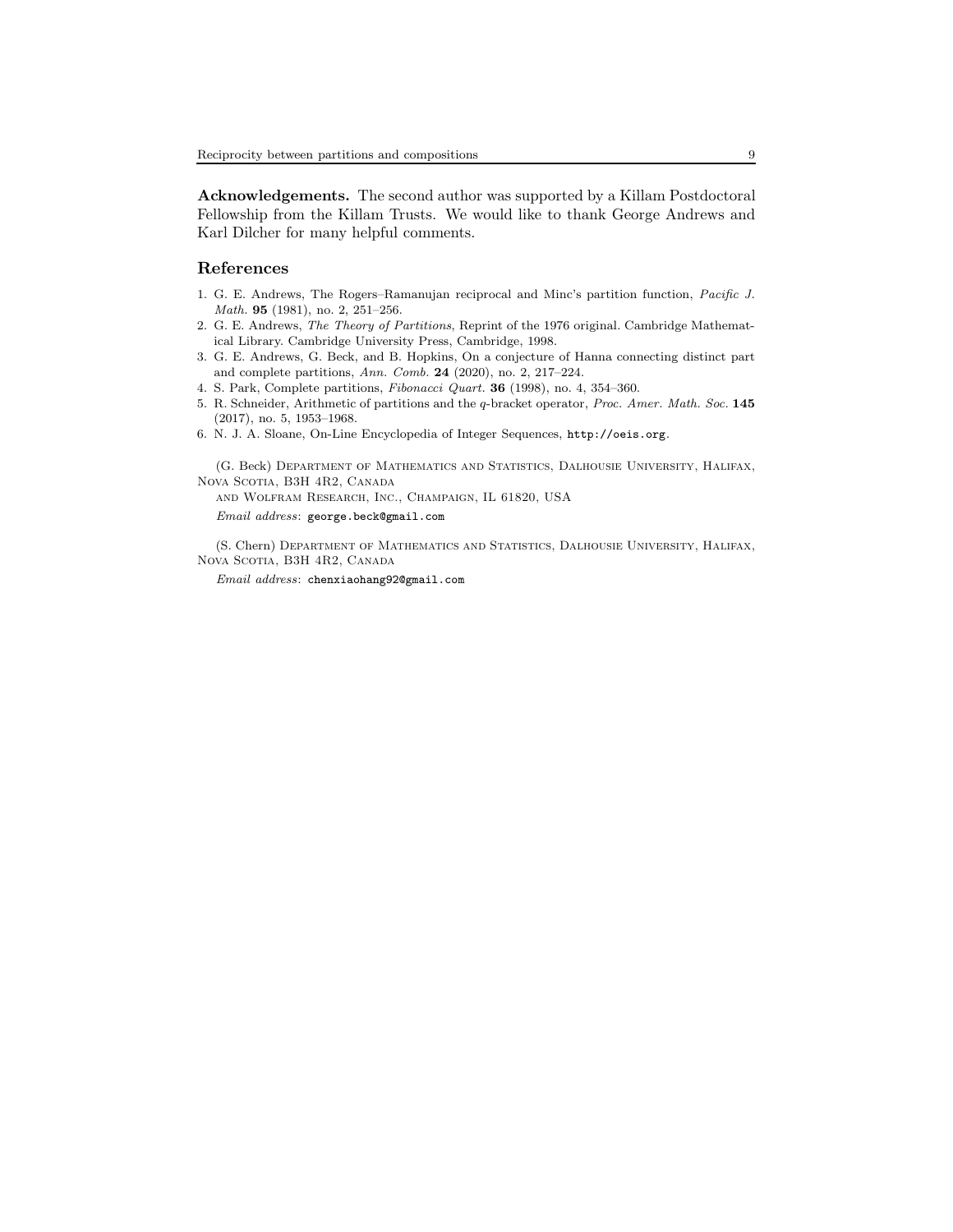**Acknowledgements.** The second author was supported by a Killam Postdoctoral Fellowship from the Killam Trusts. We would like to thank George Andrews and Karl Dilcher for many helpful comments.

## References

1. G. E. Andrews, The Rogers–Ramanujan reciprocal and Minc's partition function, *Pacific J. Math.* **95** (1981), no. 2, 251–256.
2. G. E. Andrews, *The Theory of Partitions*, Reprint of the 1976 original. Cambridge Mathematical Library. Cambridge University Press, Cambridge, 1998.
3. G. E. Andrews, G. Beck, and B. Hopkins, On a conjecture of Hanna connecting distinct part and complete partitions, *Ann. Comb.* **24** (2020), no. 2, 217–224.
4. S. Park, Complete partitions, *Fibonacci Quart.* **36** (1998), no. 4, 354–360.
5. R. Schneider, Arithmetic of partitions and the $q$-bracket operator, *Proc. Amer. Math. Soc.* **145** (2017), no. 5, 1953–1968.
6. N. J. A. Sloane, On-Line Encyclopedia of Integer Sequences, `http://oeis.org`.

(G. Beck) Department of Mathematics and Statistics, Dalhousie University, Halifax, Nova Scotia, B3H 4R2, Canada
and Wolfram Research, Inc., Champaign, IL 61820, USA

*Email address*: `george.beck@gmail.com`

(S. Chern) Department of Mathematics and Statistics, Dalhousie University, Halifax, Nova Scotia, B3H 4R2, Canada

*Email address*: `chenxiaohang92@gmail.com`